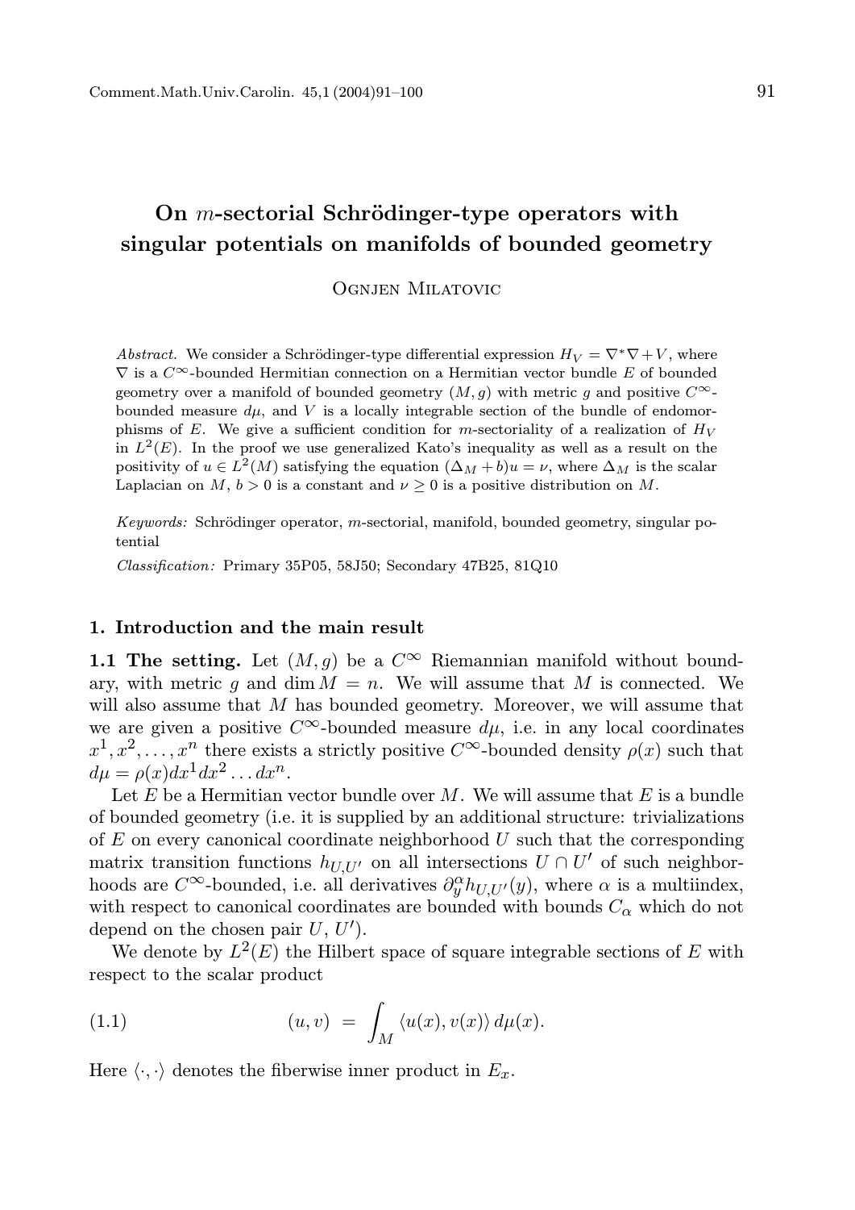# On $m$-sectorial Schrödinger-type operators with singular potentials on manifolds of bounded geometry

Ognjen Milatovic

*Abstract.* We consider a Schrödinger-type differential expression $H_V = \nabla^*\nabla + V$, where $\nabla$ is a $C^\infty$-bounded Hermitian connection on a Hermitian vector bundle $E$ of bounded geometry over a manifold of bounded geometry $(M, g)$ with metric $g$ and positive $C^\infty$-bounded measure $d\mu$, and $V$ is a locally integrable section of the bundle of endomorphisms of $E$. We give a sufficient condition for $m$-sectoriality of a realization of $H_V$ in $L^2(E)$. In the proof we use generalized Kato's inequality as well as a result on the positivity of $u \in L^2(M)$ satisfying the equation $(\Delta_M + b)u = \nu$, where $\Delta_M$ is the scalar Laplacian on $M$, $b > 0$ is a constant and $\nu \geq 0$ is a positive distribution on $M$.

*Keywords:* Schrödinger operator, $m$-sectorial, manifold, bounded geometry, singular potential

*Classification:* Primary 35P05, 58J50; Secondary 47B25, 81Q10

## 1. Introduction and the main result

**1.1 The setting.** Let $(M, g)$ be a $C^\infty$ Riemannian manifold without boundary, with metric $g$ and $\dim M = n$. We will assume that $M$ is connected. We will also assume that $M$ has bounded geometry. Moreover, we will assume that we are given a positive $C^\infty$-bounded measure $d\mu$, i.e. in any local coordinates $x^1, x^2, \ldots, x^n$ there exists a strictly positive $C^\infty$-bounded density $\rho(x)$ such that $d\mu = \rho(x)dx^1dx^2 \ldots dx^n$.

Let $E$ be a Hermitian vector bundle over $M$. We will assume that $E$ is a bundle of bounded geometry (i.e. it is supplied by an additional structure: trivializations of $E$ on every canonical coordinate neighborhood $U$ such that the corresponding matrix transition functions $h_{U,U'}$ on all intersections $U \cap U'$ of such neighborhoods are $C^\infty$-bounded, i.e. all derivatives $\partial_y^\alpha h_{U,U'}(y)$, where $\alpha$ is a multiindex, with respect to canonical coordinates are bounded with bounds $C_\alpha$ which do not depend on the chosen pair $U$, $U'$).

We denote by $L^2(E)$ the Hilbert space of square integrable sections of $E$ with respect to the scalar product

$$(u, v) = \int_M \langle u(x), v(x)\rangle \, d\mu(x). \tag{1.1}$$

Here $\langle \cdot, \cdot \rangle$ denotes the fiberwise inner product in $E_x$.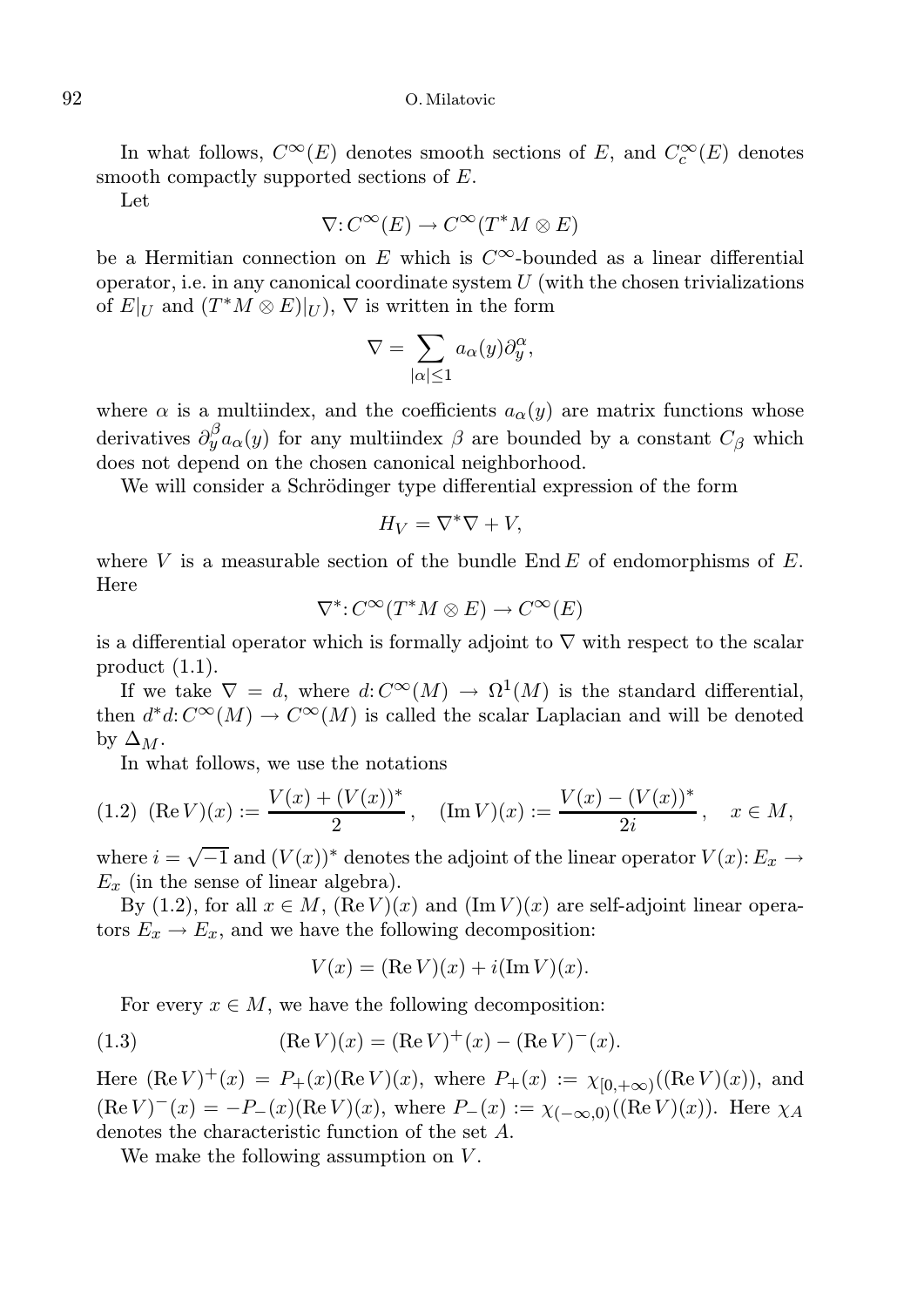In what follows, $C^\infty(E)$ denotes smooth sections of $E$, and $C_c^\infty(E)$ denotes smooth compactly supported sections of $E$.

Let

$$\nabla: C^\infty(E) \to C^\infty(T^*M \otimes E)$$

be a Hermitian connection on $E$ which is $C^\infty$-bounded as a linear differential operator, i.e. in any canonical coordinate system $U$ (with the chosen trivializations of $E|_U$ and $(T^*M \otimes E)|_U$), $\nabla$ is written in the form

$$\nabla = \sum_{|\alpha| \leq 1} a_\alpha(y) \partial_y^\alpha,$$

where $\alpha$ is a multiindex, and the coefficients $a_\alpha(y)$ are matrix functions whose derivatives $\partial_y^\beta a_\alpha(y)$ for any multiindex $\beta$ are bounded by a constant $C_\beta$ which does not depend on the chosen canonical neighborhood.

We will consider a Schrödinger type differential expression of the form

$$H_V = \nabla^*\nabla + V,$$

where $V$ is a measurable section of the bundle $\operatorname{End} E$ of endomorphisms of $E$. Here

$$\nabla^*: C^\infty(T^*M \otimes E) \to C^\infty(E)$$

is a differential operator which is formally adjoint to $\nabla$ with respect to the scalar product (1.1).

If we take $\nabla = d$, where $d: C^\infty(M) \to \Omega^1(M)$ is the standard differential, then $d^*d: C^\infty(M) \to C^\infty(M)$ is called the scalar Laplacian and will be denoted by $\Delta_M$.

In what follows, we use the notations

$$(1.2)\quad (\operatorname{Re} V)(x) := \frac{V(x) + (V(x))^*}{2}, \quad (\operatorname{Im} V)(x) := \frac{V(x) - (V(x))^*}{2i}, \quad x \in M,$$

where $i = \sqrt{-1}$ and $(V(x))^*$ denotes the adjoint of the linear operator $V(x): E_x \to E_x$ (in the sense of linear algebra).

By (1.2), for all $x \in M$, $(\operatorname{Re} V)(x)$ and $(\operatorname{Im} V)(x)$ are self-adjoint linear operators $E_x \to E_x$, and we have the following decomposition:

$$V(x) = (\operatorname{Re} V)(x) + i(\operatorname{Im} V)(x).$$

For every $x \in M$, we have the following decomposition:

$$(1.3) \qquad (\operatorname{Re} V)(x) = (\operatorname{Re} V)^+(x) - (\operatorname{Re} V)^-(x).$$

Here $(\operatorname{Re} V)^+(x) = P_+(x)(\operatorname{Re} V)(x)$, where $P_+(x) := \chi_{[0,+\infty)}((\operatorname{Re} V)(x))$, and $(\operatorname{Re} V)^-(x) = -P_-(x)(\operatorname{Re} V)(x)$, where $P_-(x) := \chi_{(-\infty,0)}((\operatorname{Re} V)(x))$. Here $\chi_A$ denotes the characteristic function of the set $A$.

We make the following assumption on $V$.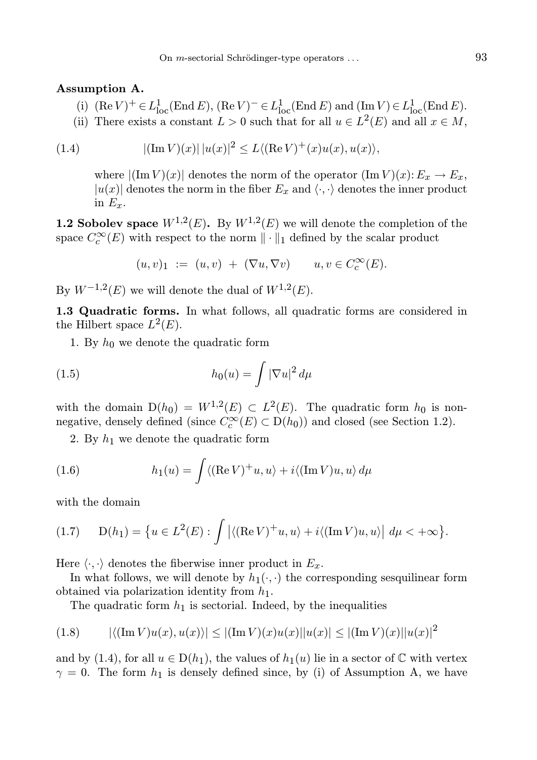**Assumption A.**

(i) $(\operatorname{Re} V)^+ \in L^1_{\text{loc}}(\operatorname{End} E)$, $(\operatorname{Re} V)^- \in L^1_{\text{loc}}(\operatorname{End} E)$ and $(\operatorname{Im} V) \in L^1_{\text{loc}}(\operatorname{End} E)$.

(ii) There exists a constant $L > 0$ such that for all $u \in L^2(E)$ and all $x \in M$,

$$|(\operatorname{Im} V)(x)|\, |u(x)|^2 \le L\langle (\operatorname{Re} V)^+(x)u(x), u(x)\rangle, \tag{1.4}$$

where $|(\operatorname{Im} V)(x)|$ denotes the norm of the operator $(\operatorname{Im} V)(x) \colon E_x \to E_x$, $|u(x)|$ denotes the norm in the fiber $E_x$ and $\langle\cdot,\cdot\rangle$ denotes the inner product in $E_x$.

**1.2 Sobolev space $W^{1,2}(E)$.** By $W^{1,2}(E)$ we will denote the completion of the space $C_c^\infty(E)$ with respect to the norm $\|\cdot\|_1$ defined by the scalar product

$$(u,v)_1 \;:=\; (u,v) \;+\; (\nabla u, \nabla v) \qquad u, v \in C_c^\infty(E).$$

By $W^{-1,2}(E)$ we will denote the dual of $W^{1,2}(E)$.

**1.3 Quadratic forms.** In what follows, all quadratic forms are considered in the Hilbert space $L^2(E)$.

1. By $h_0$ we denote the quadratic form

$$h_0(u) = \int |\nabla u|^2 \, d\mu \tag{1.5}$$

with the domain $\mathrm{D}(h_0) = W^{1,2}(E) \subset L^2(E)$. The quadratic form $h_0$ is nonnegative, densely defined (since $C_c^\infty(E) \subset \mathrm{D}(h_0)$) and closed (see Section 1.2).

2. By $h_1$ we denote the quadratic form

$$h_1(u) = \int \langle (\operatorname{Re} V)^+ u, u\rangle + i\langle (\operatorname{Im} V)u, u\rangle \, d\mu \tag{1.6}$$

with the domain

$$\mathrm{D}(h_1) = \big\{u \in L^2(E) : \int \big|\langle (\operatorname{Re} V)^+ u, u\rangle + i\langle (\operatorname{Im} V)u, u\rangle\big| \, d\mu < +\infty\big\}. \tag{1.7}$$

Here $\langle\cdot,\cdot\rangle$ denotes the fiberwise inner product in $E_x$.

In what follows, we will denote by $h_1(\cdot,\cdot)$ the corresponding sesquilinear form obtained via polarization identity from $h_1$.

The quadratic form $h_1$ is sectorial. Indeed, by the inequalities

$$|\langle (\operatorname{Im} V)u(x), u(x)\rangle| \le |(\operatorname{Im} V)(x)u(x)||u(x)| \le |(\operatorname{Im} V)(x)||u(x)|^2 \tag{1.8}$$

and by (1.4), for all $u \in \mathrm{D}(h_1)$, the values of $h_1(u)$ lie in a sector of $\mathbb{C}$ with vertex $\gamma = 0$. The form $h_1$ is densely defined since, by (i) of Assumption A, we have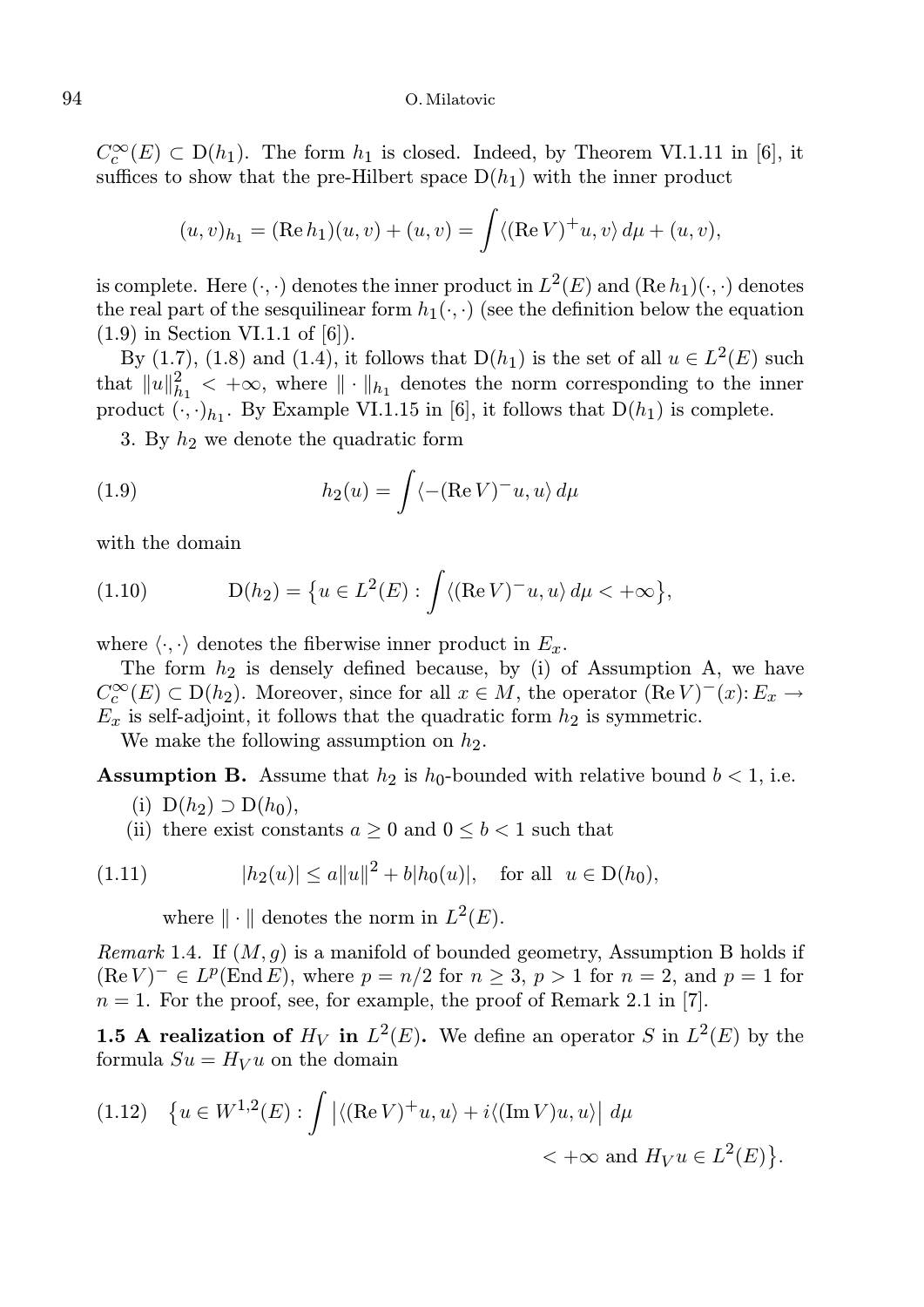$C_c^\infty(E) \subset \mathrm{D}(h_1)$. The form $h_1$ is closed. Indeed, by Theorem VI.1.11 in [6], it suffices to show that the pre-Hilbert space $\mathrm{D}(h_1)$ with the inner product

$$(u,v)_{h_1} = (\operatorname{Re} h_1)(u,v) + (u,v) = \int \langle (\operatorname{Re} V)^+ u, v\rangle \, d\mu + (u,v),$$

is complete. Here $(\cdot,\cdot)$ denotes the inner product in $L^2(E)$ and $(\operatorname{Re} h_1)(\cdot,\cdot)$ denotes the real part of the sesquilinear form $h_1(\cdot,\cdot)$ (see the definition below the equation (1.9) in Section VI.1.1 of [6]).

By (1.7), (1.8) and (1.4), it follows that $\mathrm{D}(h_1)$ is the set of all $u \in L^2(E)$ such that $\|u\|_{h_1}^2 < +\infty$, where $\|\cdot\|_{h_1}$ denotes the norm corresponding to the inner product $(\cdot,\cdot)_{h_1}$. By Example VI.1.15 in [6], it follows that $\mathrm{D}(h_1)$ is complete.

3. By $h_2$ we denote the quadratic form

$$h_2(u) = \int \langle -(\operatorname{Re} V)^- u, u\rangle \, d\mu \tag{1.9}$$

with the domain

$$\mathrm{D}(h_2) = \Big\{u \in L^2(E) : \int \langle (\operatorname{Re} V)^- u, u\rangle \, d\mu < +\infty\Big\}, \tag{1.10}$$

where $\langle\cdot,\cdot\rangle$ denotes the fiberwise inner product in $E_x$.

The form $h_2$ is densely defined because, by (i) of Assumption A, we have $C_c^\infty(E) \subset \mathrm{D}(h_2)$. Moreover, since for all $x \in M$, the operator $(\operatorname{Re} V)^-(x) \colon E_x \to E_x$ is self-adjoint, it follows that the quadratic form $h_2$ is symmetric.

We make the following assumption on $h_2$.

**Assumption B.** Assume that $h_2$ is $h_0$-bounded with relative bound $b < 1$, i.e.

(i) $\mathrm{D}(h_2) \supset \mathrm{D}(h_0)$,

(ii) there exist constants $a \geq 0$ and $0 \leq b < 1$ such that

$$|h_2(u)| \leq a\|u\|^2 + b|h_0(u)|, \quad \text{for all } \; u \in \mathrm{D}(h_0), \tag{1.11}$$

where $\|\cdot\|$ denotes the norm in $L^2(E)$.

*Remark* 1.4. If $(M,g)$ is a manifold of bounded geometry, Assumption B holds if $(\operatorname{Re} V)^- \in L^p(\operatorname{End} E)$, where $p = n/2$ for $n \geq 3$, $p > 1$ for $n = 2$, and $p = 1$ for $n = 1$. For the proof, see, for example, the proof of Remark 2.1 in [7].

**1.5 A realization of $H_V$ in $L^2(E)$.** We define an operator $S$ in $L^2(E)$ by the formula $Su = H_V u$ on the domain

$$\Big\{u \in W^{1,2}(E) : \int \big|\langle (\operatorname{Re} V)^+ u, u\rangle + i\langle (\operatorname{Im} V) u, u\rangle\big| \, d\mu < +\infty \text{ and } H_V u \in L^2(E)\Big\}. \tag{1.12}$$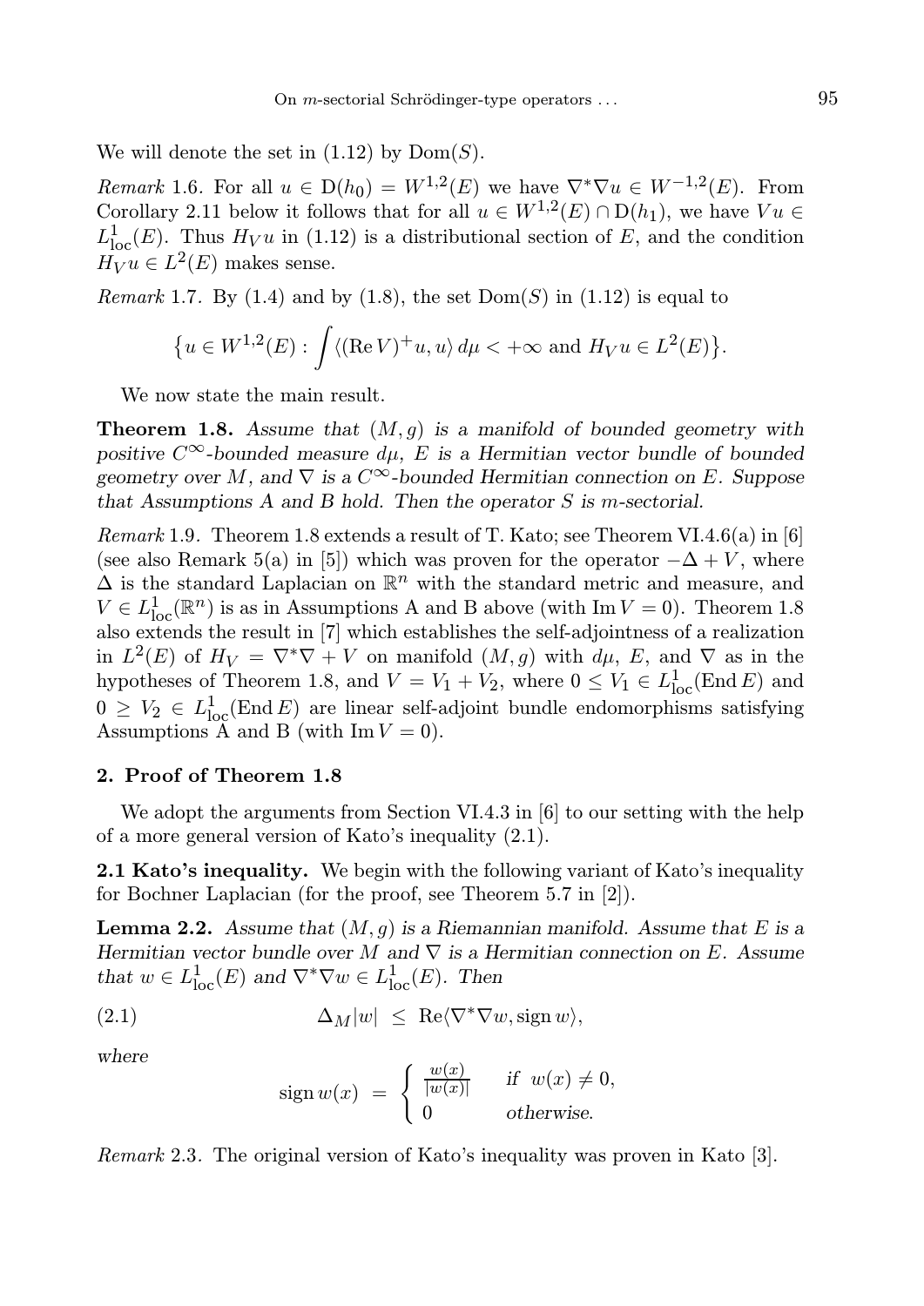We will denote the set in (1.12) by $\operatorname{Dom}(S)$.

*Remark* 1.6. For all $u \in \mathrm{D}(h_0) = W^{1,2}(E)$ we have $\nabla^*\nabla u \in W^{-1,2}(E)$. From Corollary 2.11 below it follows that for all $u \in W^{1,2}(E) \cap \mathrm{D}(h_1)$, we have $Vu \in L^1_{\mathrm{loc}}(E)$. Thus $H_V u$ in (1.12) is a distributional section of $E$, and the condition $H_V u \in L^2(E)$ makes sense.

*Remark* 1.7. By (1.4) and by (1.8), the set $\operatorname{Dom}(S)$ in (1.12) is equal to

$$\big\{u \in W^{1,2}(E) : \int \langle (\operatorname{Re} V)^+ u, u\rangle \, d\mu < +\infty \text{ and } H_V u \in L^2(E)\big\}.$$

We now state the main result.

**Theorem 1.8.** *Assume that $(M, g)$ is a manifold of bounded geometry with positive $C^\infty$-bounded measure $d\mu$, $E$ is a Hermitian vector bundle of bounded geometry over $M$, and $\nabla$ is a $C^\infty$-bounded Hermitian connection on $E$. Suppose that Assumptions A and B hold. Then the operator $S$ is $m$-sectorial.*

*Remark* 1.9. Theorem 1.8 extends a result of T. Kato; see Theorem VI.4.6(a) in [6] (see also Remark 5(a) in [5]) which was proven for the operator $-\Delta + V$, where $\Delta$ is the standard Laplacian on $\mathbb{R}^n$ with the standard metric and measure, and $V \in L^1_{\mathrm{loc}}(\mathbb{R}^n)$ is as in Assumptions A and B above (with $\operatorname{Im} V = 0$). Theorem 1.8 also extends the result in [7] which establishes the self-adjointness of a realization in $L^2(E)$ of $H_V = \nabla^*\nabla + V$ on manifold $(M, g)$ with $d\mu$, $E$, and $\nabla$ as in the hypotheses of Theorem 1.8, and $V = V_1 + V_2$, where $0 \le V_1 \in L^1_{\mathrm{loc}}(\operatorname{End} E)$ and $0 \ge V_2 \in L^1_{\mathrm{loc}}(\operatorname{End} E)$ are linear self-adjoint bundle endomorphisms satisfying Assumptions A and B (with $\operatorname{Im} V = 0$).

## 2. Proof of Theorem 1.8

We adopt the arguments from Section VI.4.3 in [6] to our setting with the help of a more general version of Kato's inequality (2.1).

**2.1 Kato's inequality.** We begin with the following variant of Kato's inequality for Bochner Laplacian (for the proof, see Theorem 5.7 in [2]).

**Lemma 2.2.** *Assume that $(M, g)$ is a Riemannian manifold. Assume that $E$ is a Hermitian vector bundle over $M$ and $\nabla$ is a Hermitian connection on $E$. Assume that $w \in L^1_{\mathrm{loc}}(E)$ and $\nabla^*\nabla w \in L^1_{\mathrm{loc}}(E)$. Then*

$$\Delta_M |w| \;\le\; \operatorname{Re}\langle \nabla^*\nabla w, \operatorname{sign} w\rangle, \tag{2.1}$$

*where*

$$\operatorname{sign} w(x) \;=\; \begin{cases} \frac{w(x)}{|w(x)|} & \text{if } w(x) \neq 0, \\ 0 & \text{otherwise.} \end{cases}$$

*Remark* 2.3. The original version of Kato's inequality was proven in Kato [3].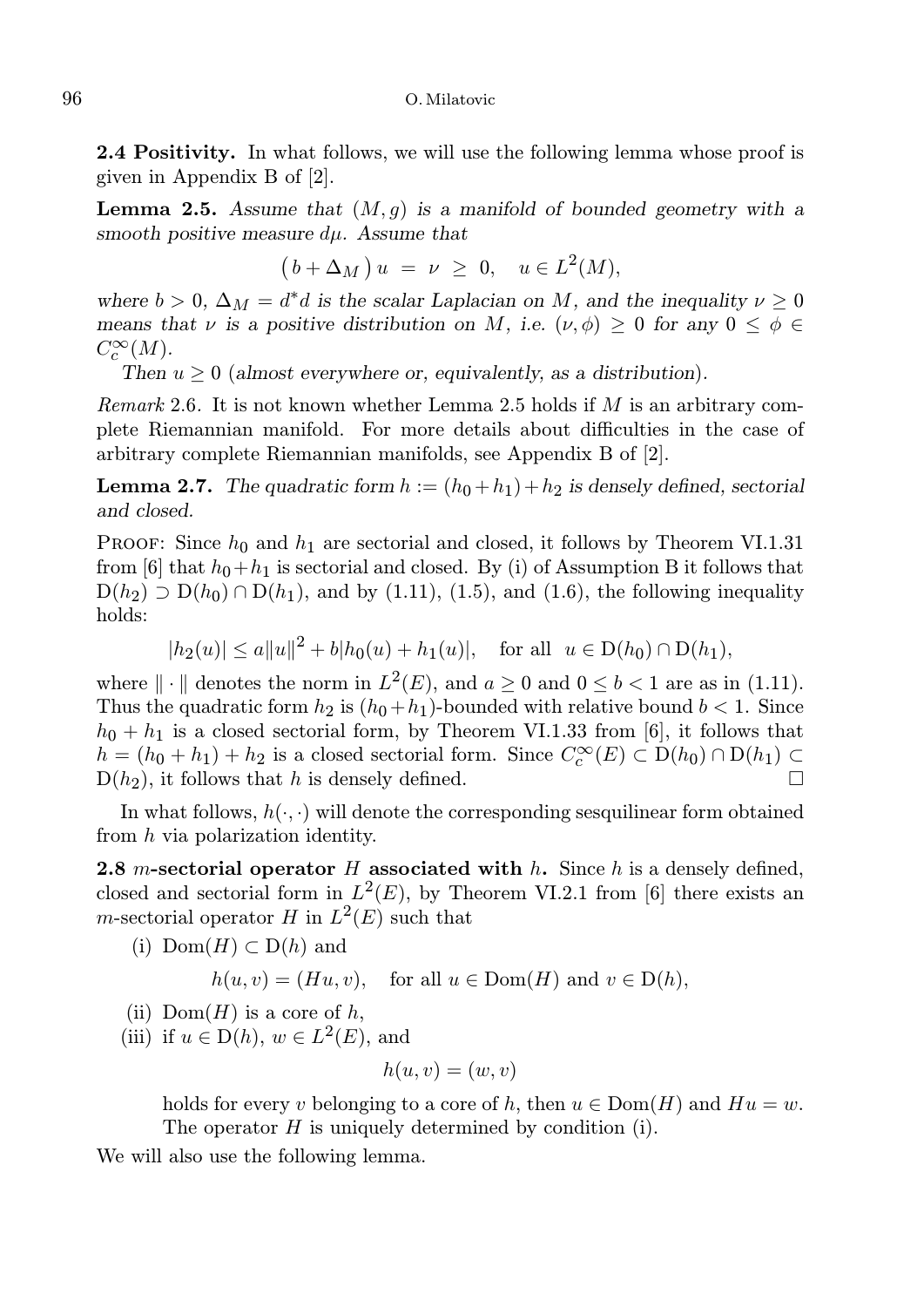**2.4 Positivity.** In what follows, we will use the following lemma whose proof is given in Appendix B of [2].

**Lemma 2.5.** *Assume that $(M, g)$ is a manifold of bounded geometry with a smooth positive measure $d\mu$. Assume that*

$$\left(b + \Delta_M\right) u \;=\; \nu \;\geq\; 0, \quad u \in L^2(M),$$

*where $b > 0$, $\Delta_M = d^*d$ is the scalar Laplacian on $M$, and the inequality $\nu \geq 0$ means that $\nu$ is a positive distribution on $M$, i.e. $(\nu, \phi) \geq 0$ for any $0 \leq \phi \in C_c^\infty(M)$.*

*Then $u \geq 0$ (almost everywhere or, equivalently, as a distribution).*

*Remark* 2.6. It is not known whether Lemma 2.5 holds if $M$ is an arbitrary complete Riemannian manifold. For more details about difficulties in the case of arbitrary complete Riemannian manifolds, see Appendix B of [2].

**Lemma 2.7.** *The quadratic form $h := (h_0 + h_1) + h_2$ is densely defined, sectorial and closed.*

Proof: Since $h_0$ and $h_1$ are sectorial and closed, it follows by Theorem VI.1.31 from [6] that $h_0 + h_1$ is sectorial and closed. By (i) of Assumption B it follows that $\mathrm{D}(h_2) \supset \mathrm{D}(h_0) \cap \mathrm{D}(h_1)$, and by (1.11), (1.5), and (1.6), the following inequality holds:

$$|h_2(u)| \leq a\|u\|^2 + b|h_0(u) + h_1(u)|, \quad \text{for all } \; u \in \mathrm{D}(h_0) \cap \mathrm{D}(h_1),$$

where $\|\cdot\|$ denotes the norm in $L^2(E)$, and $a \geq 0$ and $0 \leq b < 1$ are as in (1.11). Thus the quadratic form $h_2$ is $(h_0 + h_1)$-bounded with relative bound $b < 1$. Since $h_0 + h_1$ is a closed sectorial form, by Theorem VI.1.33 from [6], it follows that $h = (h_0 + h_1) + h_2$ is a closed sectorial form. Since $C_c^\infty(E) \subset \mathrm{D}(h_0) \cap \mathrm{D}(h_1) \subset \mathrm{D}(h_2)$, it follows that $h$ is densely defined. $\square$

In what follows, $h(\cdot, \cdot)$ will denote the corresponding sesquilinear form obtained from $h$ via polarization identity.

**2.8 $m$-sectorial operator $H$ associated with $h$.** Since $h$ is a densely defined, closed and sectorial form in $L^2(E)$, by Theorem VI.2.1 from [6] there exists an $m$-sectorial operator $H$ in $L^2(E)$ such that

(i) $\mathrm{Dom}(H) \subset \mathrm{D}(h)$ and

$$h(u, v) = (Hu, v), \quad \text{for all } u \in \mathrm{Dom}(H) \text{ and } v \in \mathrm{D}(h),$$

(ii) $\mathrm{Dom}(H)$ is a core of $h$,

(iii) if $u \in \mathrm{D}(h)$, $w \in L^2(E)$, and

$$h(u, v) = (w, v)$$

holds for every $v$ belonging to a core of $h$, then $u \in \mathrm{Dom}(H)$ and $Hu = w$. The operator $H$ is uniquely determined by condition (i).

We will also use the following lemma.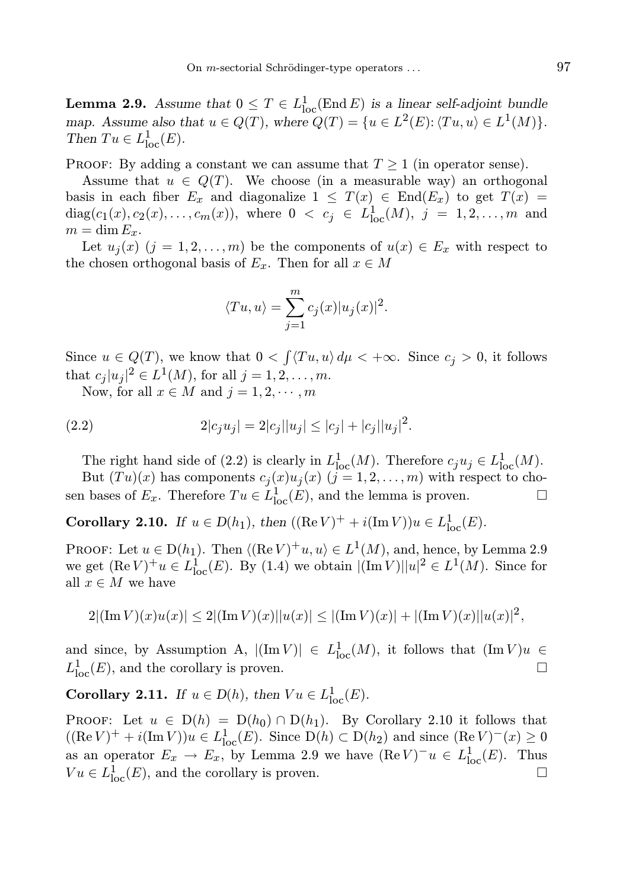**Lemma 2.9.** *Assume that $0 \leq T \in L^1_{\mathrm{loc}}(\operatorname{End} E)$ is a linear self-adjoint bundle map. Assume also that $u \in Q(T)$, where $Q(T) = \{u \in L^2(E) \colon \langle Tu, u\rangle \in L^1(M)\}$. Then $Tu \in L^1_{\mathrm{loc}}(E)$.*

Proof: By adding a constant we can assume that $T \geq 1$ (in operator sense).

Assume that $u \in Q(T)$. We choose (in a measurable way) an orthogonal basis in each fiber $E_x$ and diagonalize $1 \leq T(x) \in \operatorname{End}(E_x)$ to get $T(x) = \operatorname{diag}(c_1(x), c_2(x), \ldots, c_m(x))$, where $0 < c_j \in L^1_{\mathrm{loc}}(M)$, $j = 1, 2, \ldots, m$ and $m = \dim E_x$.

Let $u_j(x)$ $(j = 1, 2, \ldots, m)$ be the components of $u(x) \in E_x$ with respect to the chosen orthogonal basis of $E_x$. Then for all $x \in M$

$$\langle Tu, u\rangle = \sum_{j=1}^{m} c_j(x)|u_j(x)|^2.$$

Since $u \in Q(T)$, we know that $0 < \int \langle Tu, u\rangle \, d\mu < +\infty$. Since $c_j > 0$, it follows that $c_j|u_j|^2 \in L^1(M)$, for all $j = 1, 2, \ldots, m$.

Now, for all $x \in M$ and $j = 1, 2, \cdots, m$

$$2|c_j u_j| = 2|c_j||u_j| \leq |c_j| + |c_j||u_j|^2. \tag{2.2}$$

The right hand side of (2.2) is clearly in $L^1_{\mathrm{loc}}(M)$. Therefore $c_j u_j \in L^1_{\mathrm{loc}}(M)$.

But $(Tu)(x)$ has components $c_j(x)u_j(x)$ $(j = 1, 2, \ldots, m)$ with respect to chosen bases of $E_x$. Therefore $Tu \in L^1_{\mathrm{loc}}(E)$, and the lemma is proven. □

**Corollary 2.10.** *If $u \in D(h_1)$, then $((\operatorname{Re} V)^+ + i(\operatorname{Im} V))u \in L^1_{\mathrm{loc}}(E)$.*

Proof: Let $u \in \mathrm{D}(h_1)$. Then $\langle (\operatorname{Re} V)^+ u, u\rangle \in L^1(M)$, and, hence, by Lemma 2.9 we get $(\operatorname{Re} V)^+ u \in L^1_{\mathrm{loc}}(E)$. By (1.4) we obtain $|(\operatorname{Im} V)||u|^2 \in L^1(M)$. Since for all $x \in M$ we have

$$2|(\operatorname{Im} V)(x)u(x)| \leq 2|(\operatorname{Im} V)(x)||u(x)| \leq |(\operatorname{Im} V)(x)| + |(\operatorname{Im} V)(x)||u(x)|^2,$$

and since, by Assumption A, $|(\operatorname{Im} V)| \in L^1_{\mathrm{loc}}(M)$, it follows that $(\operatorname{Im} V)u \in L^1_{\mathrm{loc}}(E)$, and the corollary is proven. □

**Corollary 2.11.** *If $u \in D(h)$, then $Vu \in L^1_{\mathrm{loc}}(E)$.*

Proof: Let $u \in \mathrm{D}(h) = \mathrm{D}(h_0) \cap \mathrm{D}(h_1)$. By Corollary 2.10 it follows that $((\operatorname{Re} V)^+ + i(\operatorname{Im} V))u \in L^1_{\mathrm{loc}}(E)$. Since $\mathrm{D}(h) \subset \mathrm{D}(h_2)$ and since $(\operatorname{Re} V)^-(x) \geq 0$ as an operator $E_x \to E_x$, by Lemma 2.9 we have $(\operatorname{Re} V)^- u \in L^1_{\mathrm{loc}}(E)$. Thus $Vu \in L^1_{\mathrm{loc}}(E)$, and the corollary is proven. □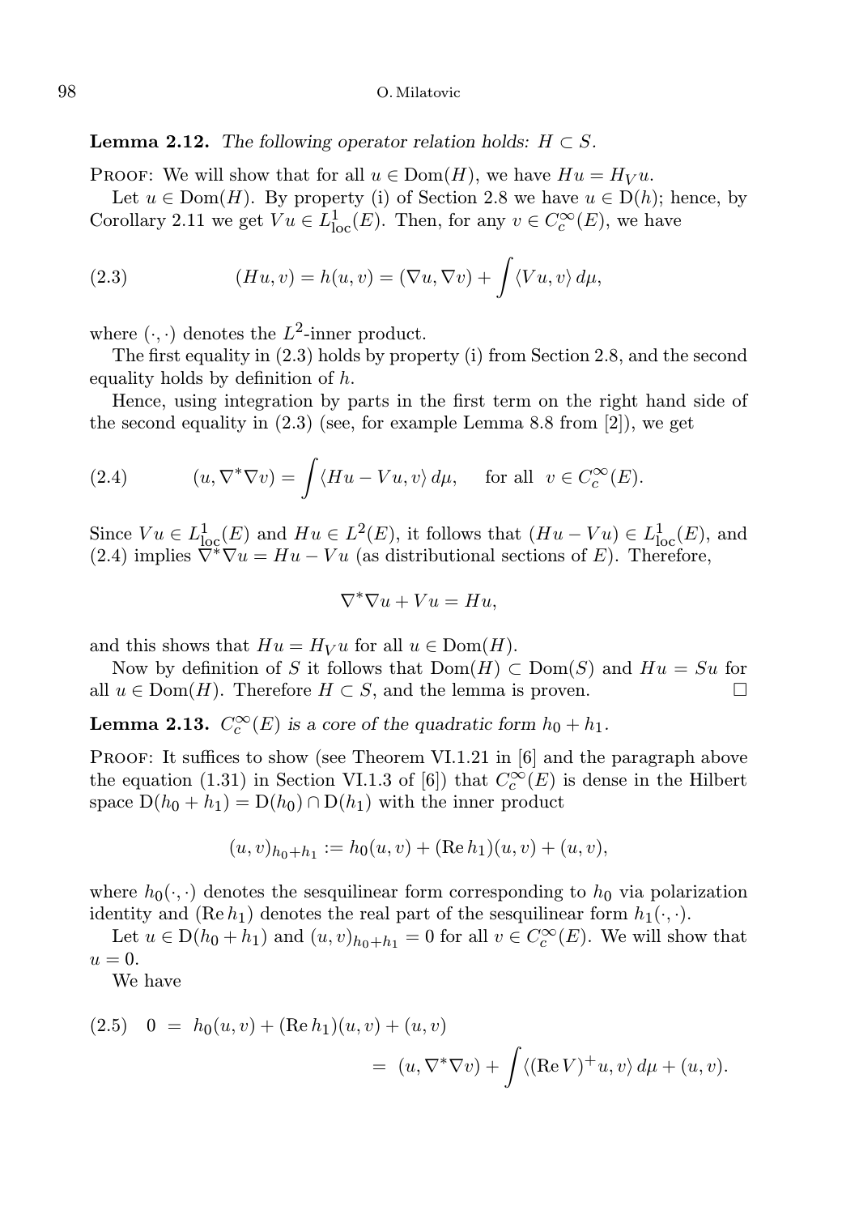**Lemma 2.12.** *The following operator relation holds: $H \subset S$.*

Proof: We will show that for all $u \in \operatorname{Dom}(H)$, we have $Hu = H_V u$.

Let $u \in \operatorname{Dom}(H)$. By property (i) of Section 2.8 we have $u \in \mathrm{D}(h)$; hence, by Corollary 2.11 we get $Vu \in L^1_{\mathrm{loc}}(E)$. Then, for any $v \in C_c^\infty(E)$, we have

$$(Hu, v) = h(u, v) = (\nabla u, \nabla v) + \int \langle Vu, v\rangle \, d\mu, \tag{2.3}$$

where $(\cdot, \cdot)$ denotes the $L^2$-inner product.

The first equality in (2.3) holds by property (i) from Section 2.8, and the second equality holds by definition of $h$.

Hence, using integration by parts in the first term on the right hand side of the second equality in (2.3) (see, for example Lemma 8.8 from [2]), we get

$$(u, \nabla^* \nabla v) = \int \langle Hu - Vu, v\rangle \, d\mu, \quad \text{for all } \; v \in C_c^\infty(E). \tag{2.4}$$

Since $Vu \in L^1_{\mathrm{loc}}(E)$ and $Hu \in L^2(E)$, it follows that $(Hu - Vu) \in L^1_{\mathrm{loc}}(E)$, and (2.4) implies $\nabla^* \nabla u = Hu - Vu$ (as distributional sections of $E$). Therefore,

$$\nabla^* \nabla u + Vu = Hu,$$

and this shows that $Hu = H_V u$ for all $u \in \operatorname{Dom}(H)$.

Now by definition of $S$ it follows that $\operatorname{Dom}(H) \subset \operatorname{Dom}(S)$ and $Hu = Su$ for all $u \in \operatorname{Dom}(H)$. Therefore $H \subset S$, and the lemma is proven. □

**Lemma 2.13.** *$C_c^\infty(E)$ is a core of the quadratic form $h_0 + h_1$.*

Proof: It suffices to show (see Theorem VI.1.21 in [6] and the paragraph above the equation (1.31) in Section VI.1.3 of [6]) that $C_c^\infty(E)$ is dense in the Hilbert space $\mathrm{D}(h_0 + h_1) = \mathrm{D}(h_0) \cap \mathrm{D}(h_1)$ with the inner product

$$(u, v)_{h_0 + h_1} := h_0(u, v) + (\operatorname{Re} h_1)(u, v) + (u, v),$$

where $h_0(\cdot, \cdot)$ denotes the sesquilinear form corresponding to $h_0$ via polarization identity and $(\operatorname{Re} h_1)$ denotes the real part of the sesquilinear form $h_1(\cdot, \cdot)$.

Let $u \in \mathrm{D}(h_0 + h_1)$ and $(u, v)_{h_0 + h_1} = 0$ for all $v \in C_c^\infty(E)$. We will show that $u = 0$.

We have

$$\begin{aligned} 0 \;&=\; h_0(u, v) + (\operatorname{Re} h_1)(u, v) + (u, v) \\ &=\; (u, \nabla^* \nabla v) + \int \langle (\operatorname{Re} V)^+ u, v\rangle \, d\mu + (u, v). \end{aligned} \tag{2.5}$$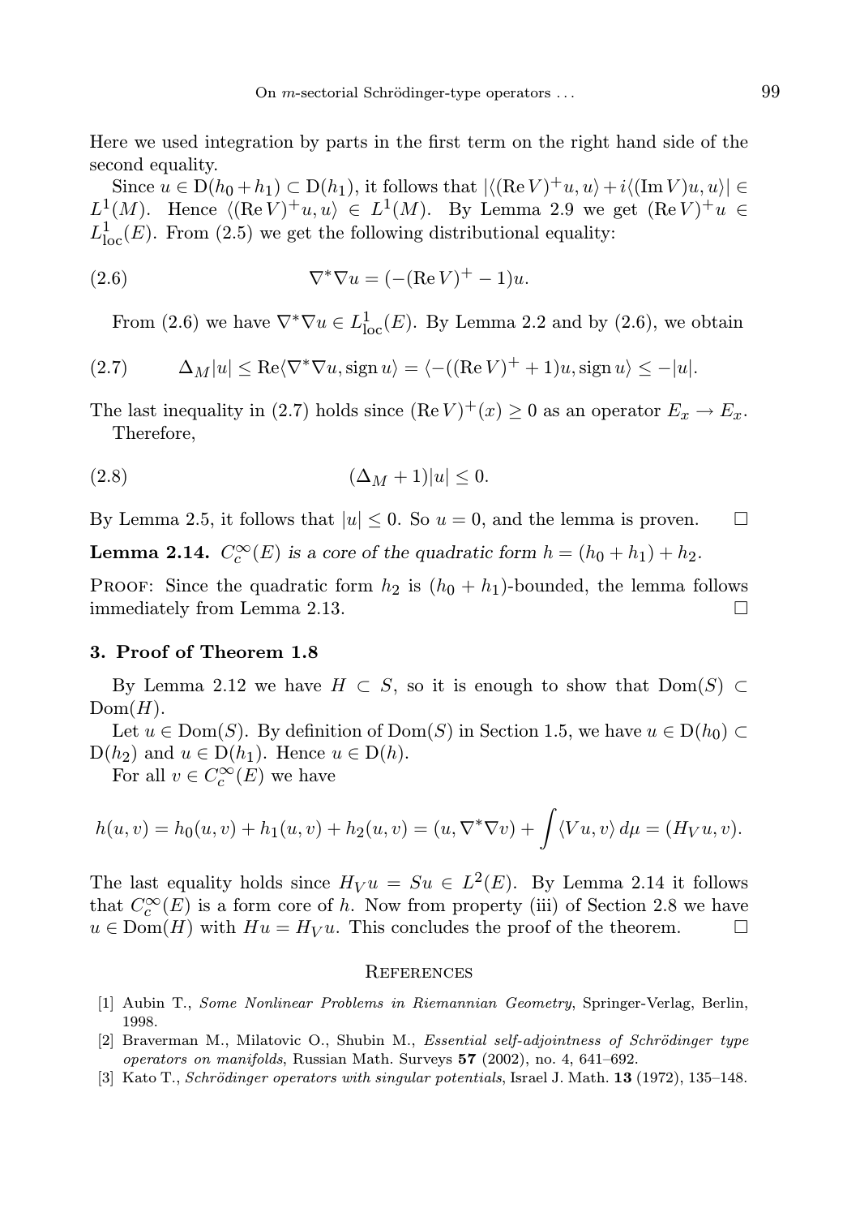Here we used integration by parts in the first term on the right hand side of the second equality.

Since $u \in \mathrm{D}(h_0 + h_1) \subset \mathrm{D}(h_1)$, it follows that $|\langle (\operatorname{Re} V)^+ u, u\rangle + i\langle (\operatorname{Im} V)u, u\rangle| \in L^1(M)$. Hence $\langle (\operatorname{Re} V)^+ u, u\rangle \in L^1(M)$. By Lemma 2.9 we get $(\operatorname{Re} V)^+ u \in L^1_{\mathrm{loc}}(E)$. From (2.5) we get the following distributional equality:

$$\nabla^*\nabla u = (-(\operatorname{Re} V)^+ - 1)u. \tag{2.6}$$

From (2.6) we have $\nabla^*\nabla u \in L^1_{\mathrm{loc}}(E)$. By Lemma 2.2 and by (2.6), we obtain

$$\Delta_M |u| \leq \operatorname{Re}\langle \nabla^*\nabla u, \operatorname{sign} u\rangle = \langle -((\operatorname{Re} V)^+ + 1)u, \operatorname{sign} u\rangle \leq -|u|. \tag{2.7}$$

The last inequality in (2.7) holds since $(\operatorname{Re} V)^+(x) \geq 0$ as an operator $E_x \to E_x$.

Therefore,

$$(\Delta_M + 1)|u| \leq 0. \tag{2.8}$$

By Lemma 2.5, it follows that $|u| \leq 0$. So $u = 0$, and the lemma is proven. $\square$

**Lemma 2.14.** *$C_c^\infty(E)$ is a core of the quadratic form $h = (h_0 + h_1) + h_2$.*

Proof: Since the quadratic form $h_2$ is $(h_0 + h_1)$-bounded, the lemma follows immediately from Lemma 2.13. $\square$

## 3. Proof of Theorem 1.8

By Lemma 2.12 we have $H \subset S$, so it is enough to show that $\mathrm{Dom}(S) \subset \mathrm{Dom}(H)$.

Let $u \in \mathrm{Dom}(S)$. By definition of $\mathrm{Dom}(S)$ in Section 1.5, we have $u \in \mathrm{D}(h_0) \subset \mathrm{D}(h_2)$ and $u \in \mathrm{D}(h_1)$. Hence $u \in \mathrm{D}(h)$.

For all $v \in C_c^\infty(E)$ we have

$$h(u,v) = h_0(u,v) + h_1(u,v) + h_2(u,v) = (u, \nabla^*\nabla v) + \int \langle Vu, v\rangle \, d\mu = (H_V u, v).$$

The last equality holds since $H_V u = Su \in L^2(E)$. By Lemma 2.14 it follows that $C_c^\infty(E)$ is a form core of $h$. Now from property (iii) of Section 2.8 we have $u \in \mathrm{Dom}(H)$ with $Hu = H_V u$. This concludes the proof of the theorem. $\square$

## References

[1] Aubin T., *Some Nonlinear Problems in Riemannian Geometry*, Springer-Verlag, Berlin, 1998.

[2] Braverman M., Milatovic O., Shubin M., *Essential self-adjointness of Schrödinger type operators on manifolds*, Russian Math. Surveys **57** (2002), no. 4, 641–692.

[3] Kato T., *Schrödinger operators with singular potentials*, Israel J. Math. **13** (1972), 135–148.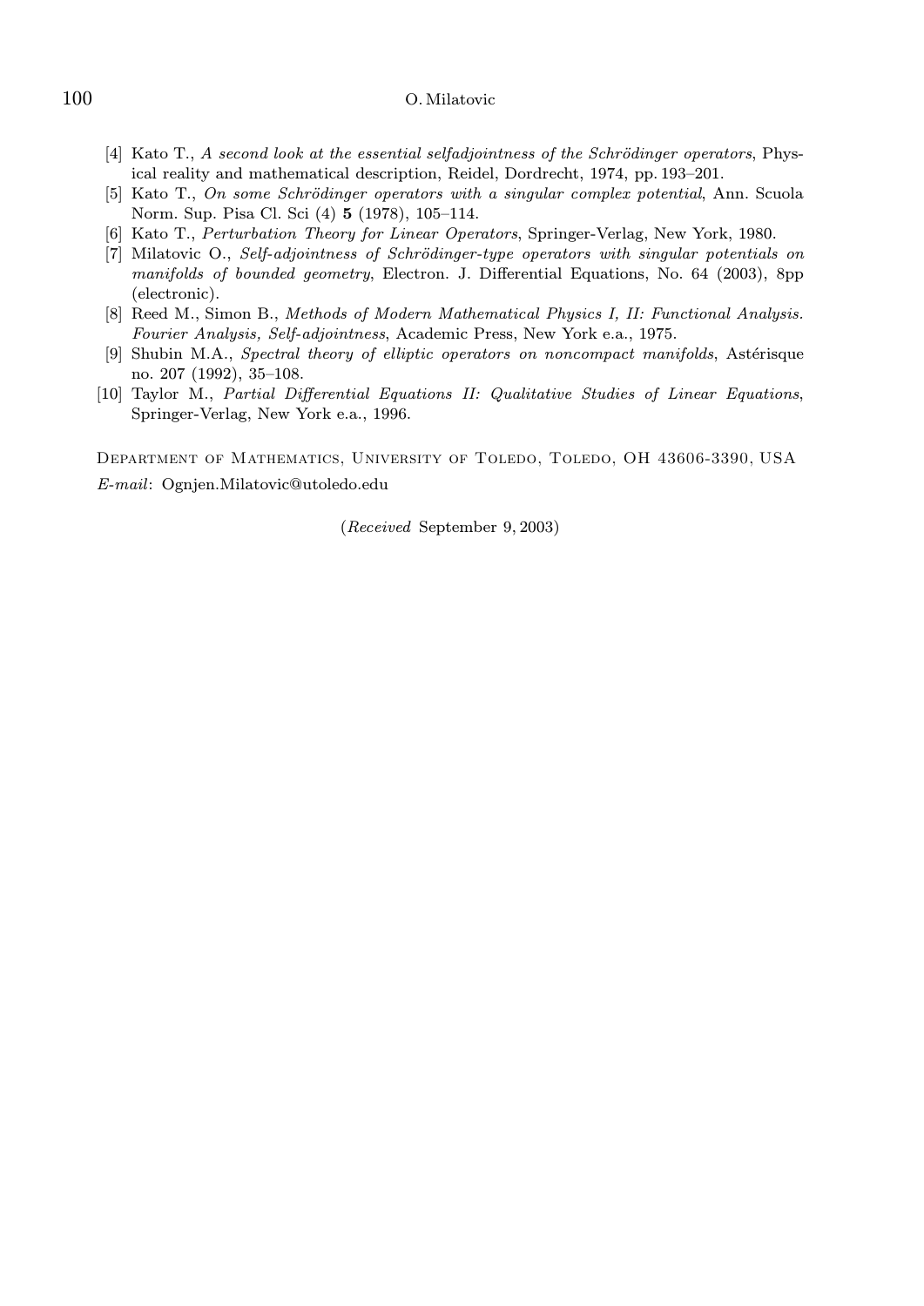[4] Kato T., *A second look at the essential selfadjointness of the Schrödinger operators*, Physical reality and mathematical description, Reidel, Dordrecht, 1974, pp. 193–201.

[5] Kato T., *On some Schrödinger operators with a singular complex potential*, Ann. Scuola Norm. Sup. Pisa Cl. Sci (4) **5** (1978), 105–114.

[6] Kato T., *Perturbation Theory for Linear Operators*, Springer-Verlag, New York, 1980.

[7] Milatovic O., *Self-adjointness of Schrödinger-type operators with singular potentials on manifolds of bounded geometry*, Electron. J. Differential Equations, No. 64 (2003), 8pp (electronic).

[8] Reed M., Simon B., *Methods of Modern Mathematical Physics I, II: Functional Analysis. Fourier Analysis, Self-adjointness*, Academic Press, New York e.a., 1975.

[9] Shubin M.A., *Spectral theory of elliptic operators on noncompact manifolds*, Astérisque no. 207 (1992), 35–108.

[10] Taylor M., *Partial Differential Equations II: Qualitative Studies of Linear Equations*, Springer-Verlag, New York e.a., 1996.

Department of Mathematics, University of Toledo, Toledo, OH 43606-3390, USA

*E-mail*: Ognjen.Milatovic@utoledo.edu

(*Received* September 9, 2003)